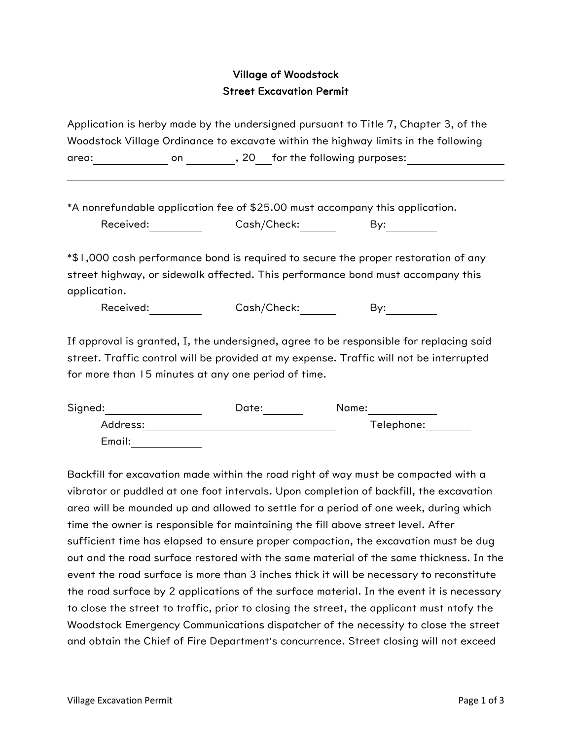# Village of Woodstock
## Street Excavation Permit

Application is herby made by the undersigned pursuant to Title 7, Chapter 3, of the Woodstock Village Ordinance to excavate within the highway limits in the following area:_____________ on _________, 20___for the following purposes:________________

________________________________________________________________________

*A nonrefundable application fee of $25.00 must accompany this application.

Received:_________ Cash/Check:______ By:_________

*$1,000 cash performance bond is required to secure the proper restoration of any street highway, or sidewalk affected. This performance bond must accompany this application.

Received:_________ Cash/Check:______ By:_________

If approval is granted, I, the undersigned, agree to be responsible for replacing said street. Traffic control will be provided at my expense. Traffic will not be interrupted for more than 15 minutes at any one period of time.

Signed:________________ Date:_______ Name:___________

Address:_______________________________ Telephone:________

Email:____________

Backfill for excavation made within the road right of way must be compacted with a vibrator or puddled at one foot intervals. Upon completion of backfill, the excavation area will be mounded up and allowed to settle for a period of one week, during which time the owner is responsible for maintaining the fill above street level. After sufficient time has elapsed to ensure proper compaction, the excavation must be dug out and the road surface restored with the same material of the same thickness. In the event the road surface is more than 3 inches thick it will be necessary to reconstitute the road surface by 2 applications of the surface material. In the event it is necessary to close the street to traffic, prior to closing the street, the applicant must ntofy the Woodstock Emergency Communications dispatcher of the necessity to close the street and obtain the Chief of Fire Department's concurrence. Street closing will not exceed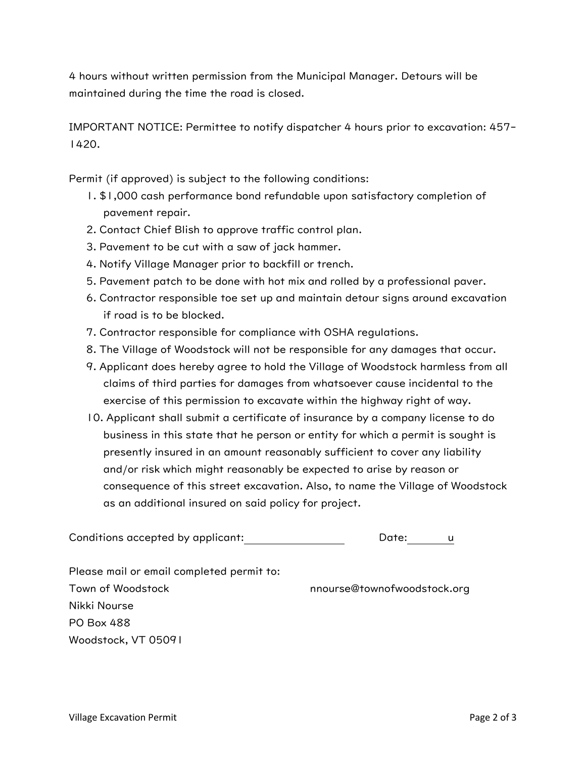4 hours without written permission from the Municipal Manager. Detours will be maintained during the time the road is closed.

IMPORTANT NOTICE: Permittee to notify dispatcher 4 hours prior to excavation: 457-1420.

Permit (if approved) is subject to the following conditions:

1. $1,000 cash performance bond refundable upon satisfactory completion of pavement repair.
2. Contact Chief Blish to approve traffic control plan.
3. Pavement to be cut with a saw of jack hammer.
4. Notify Village Manager prior to backfill or trench.
5. Pavement patch to be done with hot mix and rolled by a professional paver.
6. Contractor responsible toe set up and maintain detour signs around excavation if road is to be blocked.
7. Contractor responsible for compliance with OSHA regulations.
8. The Village of Woodstock will not be responsible for any damages that occur.
9. Applicant does hereby agree to hold the Village of Woodstock harmless from all claims of third parties for damages from whatsoever cause incidental to the exercise of this permission to excavate within the highway right of way.
10. Applicant shall submit a certificate of insurance by a company license to do business in this state that he person or entity for which a permit is sought is presently insured in an amount reasonably sufficient to cover any liability and/or risk which might reasonably be expected to arise by reason or consequence of this street excavation. Also, to name the Village of Woodstock as an additional insured on said policy for project.

Conditions accepted by applicant:\_\_\_\_\_\_\_\_\_\_\_\_\_\_\_\_ Date:\_\_\_\_\_\_u

Please mail or email completed permit to:

Town of Woodstock
Nikki Nourse
PO Box 488
Woodstock, VT 05091

nnourse@townofwoodstock.org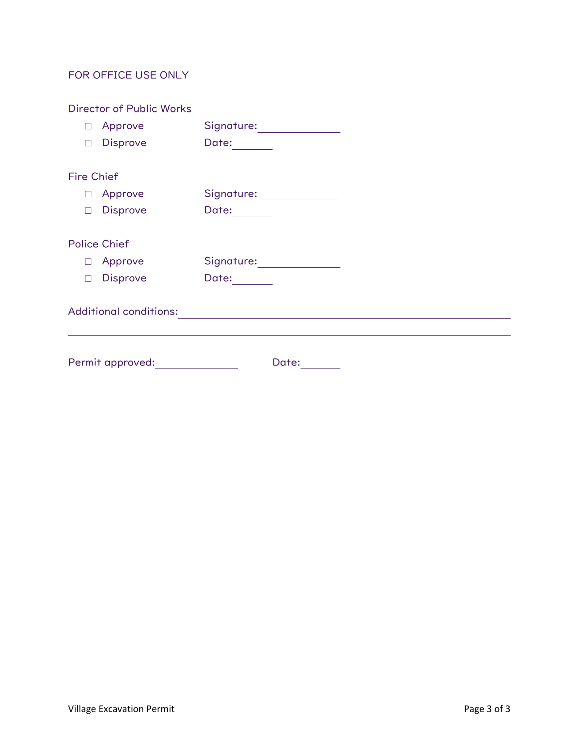FOR OFFICE USE ONLY

Director of Public Works

- ☐ Approve Signature:________________
- ☐ Disprove Date:________

Fire Chief

- ☐ Approve Signature:________________
- ☐ Disprove Date:________

Police Chief

- ☐ Approve Signature:________________
- ☐ Disprove Date:________

Additional conditions:______________________________________________________________

_____________________________________________________________________________

Permit approved:________________ Date:________